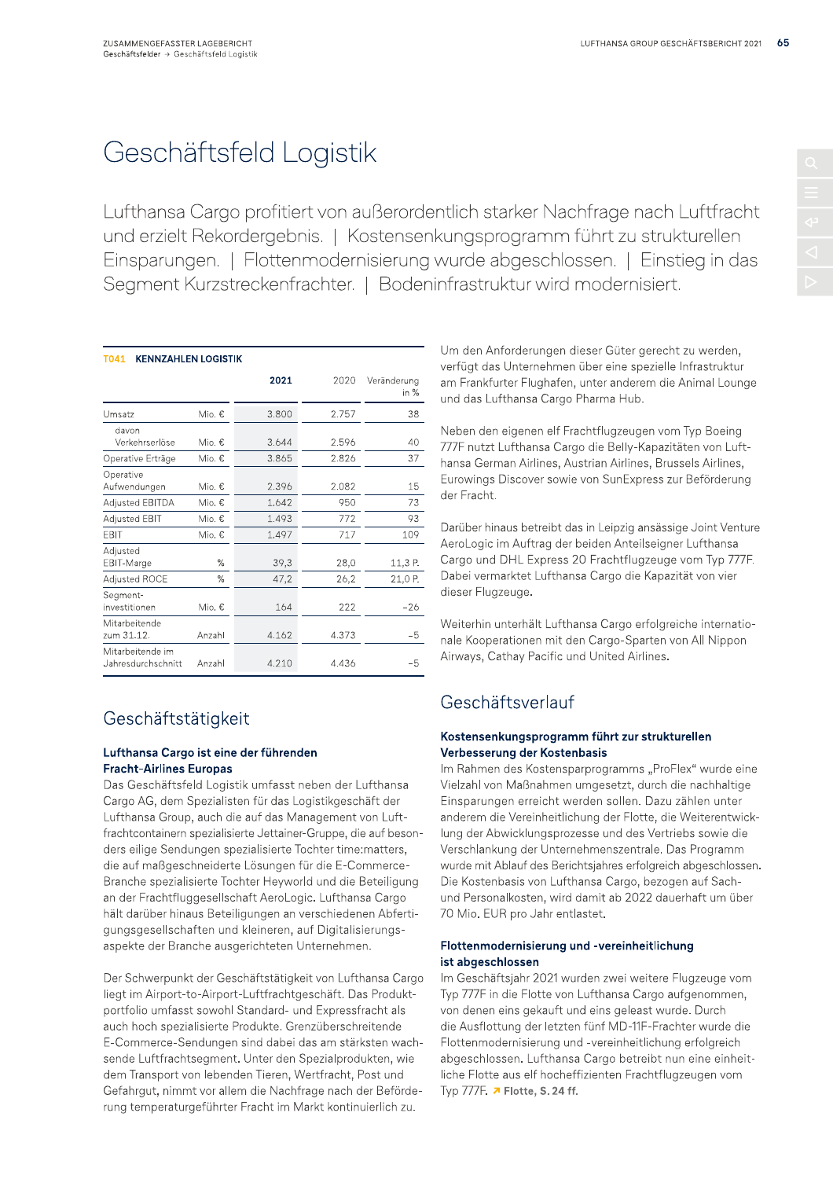# Geschäftsfeld Logistik

Lufthansa Cargo profitiert von außerordentlich starker Nachfrage nach Luftfracht und erzielt Rekordergebnis. | Kostensenkungsprogramm führt zu strukturellen Einsparungen. | Flottenmodernisierung wurde abgeschlossen. | Einstieg in das Segment Kurzstreckenfrachter. | Bodeninfrastruktur wird modernisiert.

**T041 KENNZAHLEN LOGISTIK**

| | | 2021 | 2020 | Veränderung in % |
|---|---|---|---|---|
| Umsatz | Mio. € | 3.800 | 2.757 | 38 |
| davon Verkehrserlöse | Mio. € | 3.644 | 2.596 | 40 |
| Operative Erträge | Mio. € | 3.865 | 2.826 | 37 |
| Operative Aufwendungen | Mio. € | 2.396 | 2.082 | 15 |
| Adjusted EBITDA | Mio. € | 1.642 | 950 | 73 |
| Adjusted EBIT | Mio. € | 1.493 | 772 | 93 |
| EBIT | Mio. € | 1.497 | 717 | 109 |
| Adjusted EBIT-Marge | % | 39,3 | 28,0 | 11,3 P. |
| Adjusted ROCE | % | 47,2 | 26,2 | 21,0 P. |
| Segment-investitionen | Mio. € | 164 | 222 | –26 |
| Mitarbeitende zum 31.12. | Anzahl | 4.162 | 4.373 | –5 |
| Mitarbeitende im Jahresdurchschnitt | Anzahl | 4.210 | 4.436 | –5 |

## Geschäftstätigkeit

**Lufthansa Cargo ist eine der führenden Fracht-Airlines Europas**

Das Geschäftsfeld Logistik umfasst neben der Lufthansa Cargo AG, dem Spezialisten für das Logistikgeschäft der Lufthansa Group, auch die auf das Management von Luftfrachtcontainern spezialisierte Jettainer-Gruppe, die auf besonders eilige Sendungen spezialisierte Tochter time:matters, die auf maßgeschneiderte Lösungen für die E-Commerce-Branche spezialisierte Tochter Heyworld und die Beteiligung an der Frachtfluggesellschaft AeroLogic. Lufthansa Cargo hält darüber hinaus Beteiligungen an verschiedenen Abfertigungsgesellschaften und kleineren, auf Digitalisierungsaspekte der Branche ausgerichteten Unternehmen.

Der Schwerpunkt der Geschäftstätigkeit von Lufthansa Cargo liegt im Airport-to-Airport-Luftfrachtgeschäft. Das Produktportfolio umfasst sowohl Standard- und Expressfracht als auch hoch spezialisierte Produkte. Grenzüberschreitende E-Commerce-Sendungen sind dabei das am stärksten wachsende Luftfrachtsegment. Unter den Spezialprodukten, wie dem Transport von lebenden Tieren, Wertfracht, Post und Gefahrgut, nimmt vor allem die Nachfrage nach der Beförderung temperaturgeführter Fracht im Markt kontinuierlich zu.

Um den Anforderungen dieser Güter gerecht zu werden, verfügt das Unternehmen über eine spezielle Infrastruktur am Frankfurter Flughafen, unter anderem die Animal Lounge und das Lufthansa Cargo Pharma Hub.

Neben den eigenen elf Frachtflugzeugen vom Typ Boeing 777F nutzt Lufthansa Cargo die Belly-Kapazitäten von Lufthansa German Airlines, Austrian Airlines, Brussels Airlines, Eurowings Discover sowie von SunExpress zur Beförderung der Fracht.

Darüber hinaus betreibt das in Leipzig ansässige Joint Venture AeroLogic im Auftrag der beiden Anteilseigner Lufthansa Cargo und DHL Express 20 Frachtflugzeuge vom Typ 777F. Dabei vermarktet Lufthansa Cargo die Kapazität von vier dieser Flugzeuge.

Weiterhin unterhält Lufthansa Cargo erfolgreiche internationale Kooperationen mit den Cargo-Sparten von All Nippon Airways, Cathay Pacific und United Airlines.

## Geschäftsverlauf

**Kostensenkungsprogramm führt zur strukturellen Verbesserung der Kostenbasis**

Im Rahmen des Kostensparprogramms „ProFlex" wurde eine Vielzahl von Maßnahmen umgesetzt, durch die nachhaltige Einsparungen erreicht werden sollen. Dazu zählen unter anderem die Vereinheitlichung der Flotte, die Weiterentwicklung der Abwicklungsprozesse und des Vertriebs sowie die Verschlankung der Unternehmenszentrale. Das Programm wurde mit Ablauf des Berichtsjahres erfolgreich abgeschlossen. Die Kostenbasis von Lufthansa Cargo, bezogen auf Sach- und Personalkosten, wird damit ab 2022 dauerhaft um über 70 Mio. EUR pro Jahr entlastet.

**Flottenmodernisierung und -vereinheitlichung ist abgeschlossen**

Im Geschäftsjahr 2021 wurden zwei weitere Flugzeuge vom Typ 777F in die Flotte von Lufthansa Cargo aufgenommen, von denen eins gekauft und eins geleast wurde. Durch die Ausflottung der letzten fünf MD-11F-Frachter wurde die Flottenmodernisierung und -vereinheitlichung erfolgreich abgeschlossen. Lufthansa Cargo betreibt nun eine einheitliche Flotte aus elf hocheffizienten Frachtflugzeugen vom Typ 777F. ↗ **Flotte, S. 24 ff.**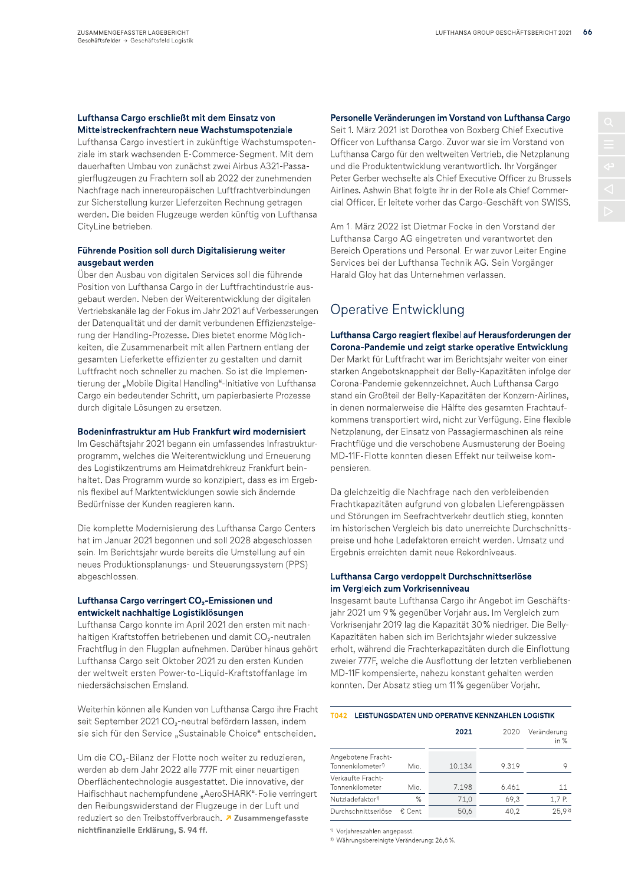### Lufthansa Cargo erschließt mit dem Einsatz von Mittelstreckenfrachtern neue Wachstumspotenziale

Lufthansa Cargo investiert in zukünftige Wachstumspotenziale im stark wachsenden E-Commerce-Segment. Mit dem dauerhaften Umbau von zunächst zwei Airbus A321-Passagierflugzeugen zu Frachtern soll ab 2022 der zunehmenden Nachfrage nach innereuropäischen Luftfrachtverbindungen zur Sicherstellung kurzer Lieferzeiten Rechnung getragen werden. Die beiden Flugzeuge werden künftig von Lufthansa CityLine betrieben.

### Führende Position soll durch Digitalisierung weiter ausgebaut werden

Über den Ausbau von digitalen Services soll die führende Position von Lufthansa Cargo in der Luftfrachtindustrie ausgebaut werden. Neben der Weiterentwicklung der digitalen Vertriebskanäle lag der Fokus im Jahr 2021 auf Verbesserungen der Datenqualität und der damit verbundenen Effizienzsteigerung der Handling-Prozesse. Dies bietet enorme Möglichkeiten, die Zusammenarbeit mit allen Partnern entlang der gesamten Lieferkette effizienter zu gestalten und damit Luftfracht noch schneller zu machen. So ist die Implementierung der „Mobile Digital Handling"-Initiative von Lufthansa Cargo ein bedeutender Schritt, um papierbasierte Prozesse durch digitale Lösungen zu ersetzen.

### Bodeninfrastruktur am Hub Frankfurt wird modernisiert

Im Geschäftsjahr 2021 begann ein umfassendes Infrastrukturprogramm, welches die Weiterentwicklung und Erneuerung des Logistikzentrums am Heimatdrehkreuz Frankfurt beinhaltet. Das Programm wurde so konzipiert, dass es im Ergebnis flexibel auf Marktentwicklungen sowie sich ändernde Bedürfnisse der Kunden reagieren kann.

Die komplette Modernisierung des Lufthansa Cargo Centers hat im Januar 2021 begonnen und soll 2028 abgeschlossen sein. Im Berichtsjahr wurde bereits die Umstellung auf ein neues Produktionsplanungs- und Steuerungssystem (PPS) abgeschlossen.

### Lufthansa Cargo verringert $CO_2$-Emissionen und entwickelt nachhaltige Logistiklösungen

Lufthansa Cargo konnte im April 2021 den ersten mit nachhaltigen Kraftstoffen betriebenen und damit $CO_2$-neutralen Frachtflug in den Flugplan aufnehmen. Darüber hinaus gehört Lufthansa Cargo seit Oktober 2021 zu den ersten Kunden der weltweit ersten Power-to-Liquid-Kraftstoffanlage im niedersächsischen Emsland.

Weiterhin können alle Kunden von Lufthansa Cargo ihre Fracht seit September 2021 $CO_2$-neutral befördern lassen, indem sie sich für den Service „Sustainable Choice" entscheiden.

Um die $CO_2$-Bilanz der Flotte noch weiter zu reduzieren, werden ab dem Jahr 2022 alle 777F mit einer neuartigen Oberflächentechnologie ausgestattet. Die innovative, der Haifischhaut nachempfundene „AeroSHARK"-Folie verringert den Reibungswiderstand der Flugzeuge in der Luft und reduziert so den Treibstoffverbrauch. ↗ **Zusammengefasste nichtfinanzielle Erklärung, S. 94 ff.**

### Personelle Veränderungen im Vorstand von Lufthansa Cargo

Seit 1. März 2021 ist Dorothea von Boxberg Chief Executive Officer von Lufthansa Cargo. Zuvor war sie im Vorstand von Lufthansa Cargo für den weltweiten Vertrieb, die Netzplanung und die Produktentwicklung verantwortlich. Ihr Vorgänger Peter Gerber wechselte als Chief Executive Officer zu Brussels Airlines. Ashwin Bhat folgte ihr in der Rolle als Chief Commercial Officer. Er leitete vorher das Cargo-Geschäft von SWISS.

Am 1. März 2022 ist Dietmar Focke in den Vorstand der Lufthansa Cargo AG eingetreten und verantwortet den Bereich Operations und Personal. Er war zuvor Leiter Engine Services bei der Lufthansa Technik AG. Sein Vorgänger Harald Gloy hat das Unternehmen verlassen.

## Operative Entwicklung

### Lufthansa Cargo reagiert flexibel auf Herausforderungen der Corona-Pandemie und zeigt starke operative Entwicklung

Der Markt für Luftfracht war im Berichtsjahr weiter von einer starken Angebotsknappheit der Belly-Kapazitäten infolge der Corona-Pandemie gekennzeichnet. Auch Lufthansa Cargo stand ein Großteil der Belly-Kapazitäten der Konzern-Airlines, in denen normalerweise die Hälfte des gesamten Frachtaufkommens transportiert wird, nicht zur Verfügung. Eine flexible Netzplanung, der Einsatz von Passagiermaschinen als reine Frachtflüge und die verschobene Ausmusterung der Boeing MD-11F-Flotte konnten diesen Effekt nur teilweise kompensieren.

Da gleichzeitig die Nachfrage nach den verbleibenden Frachtkapazitäten aufgrund von globalen Lieferengpässen und Störungen im Seefrachtverkehr deutlich stieg, konnten im historischen Vergleich bis dato unerreichte Durchschnittspreise und hohe Ladefaktoren erreicht werden. Umsatz und Ergebnis erreichten damit neue Rekordniveaus.

### Lufthansa Cargo verdoppelt Durchschnittserlöse im Vergleich zum Vorkrisenniveau

Insgesamt baute Lufthansa Cargo ihr Angebot im Geschäftsjahr 2021 um 9 % gegenüber Vorjahr aus. Im Vergleich zum Vorkrisenjahr 2019 lag die Kapazität 30 % niedriger. Die Belly-Kapazitäten haben sich im Berichtsjahr wieder sukzessive erholt, während die Frachterkapazitäten durch die Einflottung zweier 777F, welche die Ausflottung der letzten verbliebenen MD-11F kompensierte, nahezu konstant gehalten werden konnten. Der Absatz stieg um 11 % gegenüber Vorjahr.

**T042 LEISTUNGSDATEN UND OPERATIVE KENNZAHLEN LOGISTIK**

| | | 2021 | 2020 | Veränderung in % |
|---|---|---|---|---|
| Angebotene Fracht-Tonnenkilometer[1] | Mio. | 10.134 | 9.319 | 9 |
| Verkaufte Fracht-Tonnenkilometer | Mio. | 7.198 | 6.461 | 11 |
| Nutzladefaktor[1] | % | 71,0 | 69,3 | 1,7 P. |
| Durchschnittserlöse | € Cent | 50,6 | 40,2 | 25,9[2] |

[1] Vorjahreszahlen angepasst.
[2] Währungsbereinigte Veränderung: 26,6 %.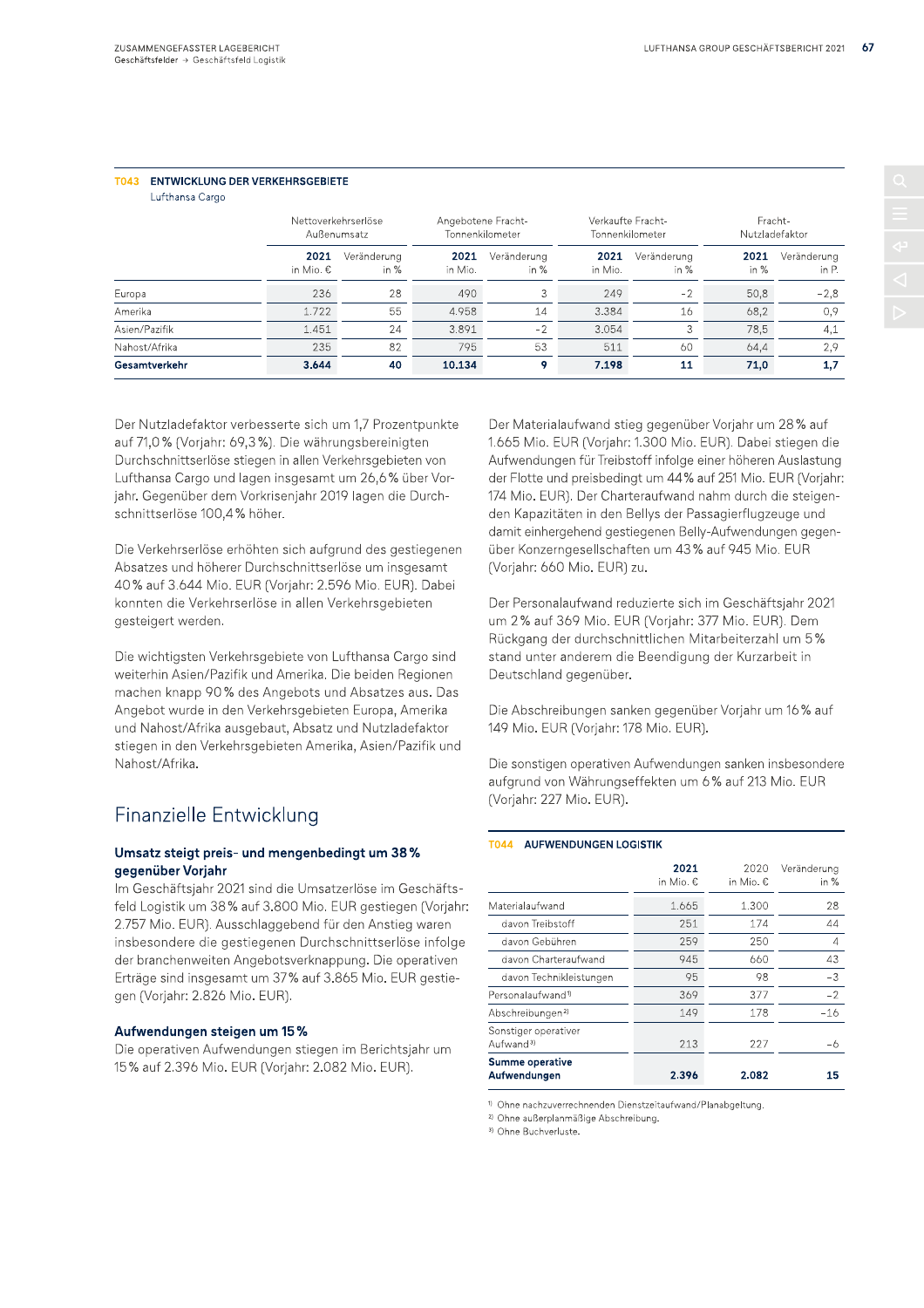**T043 ENTWICKLUNG DER VERKEHRSGEBIETE**
Lufthansa Cargo

| | Nettoverkehrserlöse Außenumsatz | | Angebotene Fracht-Tonnenkilometer | | Verkaufte Fracht-Tonnenkilometer | | Fracht-Nutzladefaktor | |
|---|---|---|---|---|---|---|---|---|
| | **2021** in Mio. € | Veränderung in % | **2021** in Mio. | Veränderung in % | **2021** in Mio. | Veränderung in % | **2021** in % | Veränderung in P. |
| Europa | 236 | 28 | 490 | 3 | 249 | −2 | 50,8 | −2,8 |
| Amerika | 1.722 | 55 | 4.958 | 14 | 3.384 | 16 | 68,2 | 0,9 |
| Asien/Pazifik | 1.451 | 24 | 3.891 | −2 | 3.054 | 3 | 78,5 | 4,1 |
| Nahost/Afrika | 235 | 82 | 795 | 53 | 511 | 60 | 64,4 | 2,9 |
| **Gesamtverkehr** | **3.644** | **40** | **10.134** | **9** | **7.198** | **11** | **71,0** | **1,7** |

Der Nutzladefaktor verbesserte sich um 1,7 Prozentpunkte auf 71,0 % (Vorjahr: 69,3 %). Die währungsbereinigten Durchschnittserlöse stiegen in allen Verkehrsgebieten von Lufthansa Cargo und lagen insgesamt um 26,6 % über Vorjahr. Gegenüber dem Vorkrisenjahr 2019 lagen die Durchschnittserlöse 100,4 % höher.

Die Verkehrserlöse erhöhten sich aufgrund des gestiegenen Absatzes und höherer Durchschnittserlöse um insgesamt 40 % auf 3.644 Mio. EUR (Vorjahr: 2.596 Mio. EUR). Dabei konnten die Verkehrserlöse in allen Verkehrsgebieten gesteigert werden.

Die wichtigsten Verkehrsgebiete von Lufthansa Cargo sind weiterhin Asien/Pazifik und Amerika. Die beiden Regionen machen knapp 90 % des Angebots und Absatzes aus. Das Angebot wurde in den Verkehrsgebieten Europa, Amerika und Nahost/Afrika ausgebaut, Absatz und Nutzladefaktor stiegen in den Verkehrsgebieten Amerika, Asien/Pazifik und Nahost/Afrika.

## Finanzielle Entwicklung

### Umsatz steigt preis- und mengenbedingt um 38 % gegenüber Vorjahr

Im Geschäftsjahr 2021 sind die Umsatzerlöse im Geschäftsfeld Logistik um 38 % auf 3.800 Mio. EUR gestiegen (Vorjahr: 2.757 Mio. EUR). Ausschlaggebend für den Anstieg waren insbesondere die gestiegenen Durchschnittserlöse infolge der branchenweiten Angebotsverknappung. Die operativen Erträge sind insgesamt um 37 % auf 3.865 Mio. EUR gestiegen (Vorjahr: 2.826 Mio. EUR).

### Aufwendungen steigen um 15 %

Die operativen Aufwendungen stiegen im Berichtsjahr um 15 % auf 2.396 Mio. EUR (Vorjahr: 2.082 Mio. EUR).

Der Materialaufwand stieg gegenüber Vorjahr um 28 % auf 1.665 Mio. EUR (Vorjahr: 1.300 Mio. EUR). Dabei stiegen die Aufwendungen für Treibstoff infolge einer höheren Auslastung der Flotte und preisbedingt um 44 % auf 251 Mio. EUR (Vorjahr: 174 Mio. EUR). Der Charteraufwand nahm durch die steigenden Kapazitäten in den Bellys der Passagierflugzeuge und damit einhergehend gestiegenen Belly-Aufwendungen gegenüber Konzerngesellschaften um 43 % auf 945 Mio. EUR (Vorjahr: 660 Mio. EUR) zu.

Der Personalaufwand reduzierte sich im Geschäftsjahr 2021 um 2 % auf 369 Mio. EUR (Vorjahr: 377 Mio. EUR). Dem Rückgang der durchschnittlichen Mitarbeiterzahl um 5 % stand unter anderem die Beendigung der Kurzarbeit in Deutschland gegenüber.

Die Abschreibungen sanken gegenüber Vorjahr um 16 % auf 149 Mio. EUR (Vorjahr: 178 Mio. EUR).

Die sonstigen operativen Aufwendungen sanken insbesondere aufgrund von Währungseffekten um 6 % auf 213 Mio. EUR (Vorjahr: 227 Mio. EUR).

**T044 AUFWENDUNGEN LOGISTIK**

| | **2021** in Mio. € | 2020 in Mio. € | Veränderung in % |
|---|---|---|---|
| Materialaufwand | 1.665 | 1.300 | 28 |
| davon Treibstoff | 251 | 174 | 44 |
| davon Gebühren | 259 | 250 | 4 |
| davon Charteraufwand | 945 | 660 | 43 |
| davon Technikleistungen | 95 | 98 | −3 |
| Personalaufwand[1] | 369 | 377 | −2 |
| Abschreibungen[2] | 149 | 178 | −16 |
| Sonstiger operativer Aufwand[3] | 213 | 227 | −6 |
| **Summe operative Aufwendungen** | **2.396** | **2.082** | **15** |

[1] Ohne nachzuverrechnenden Dienstzeitaufwand/Planabgeltung.
[2] Ohne außerplanmäßige Abschreibung.
[3] Ohne Buchverluste.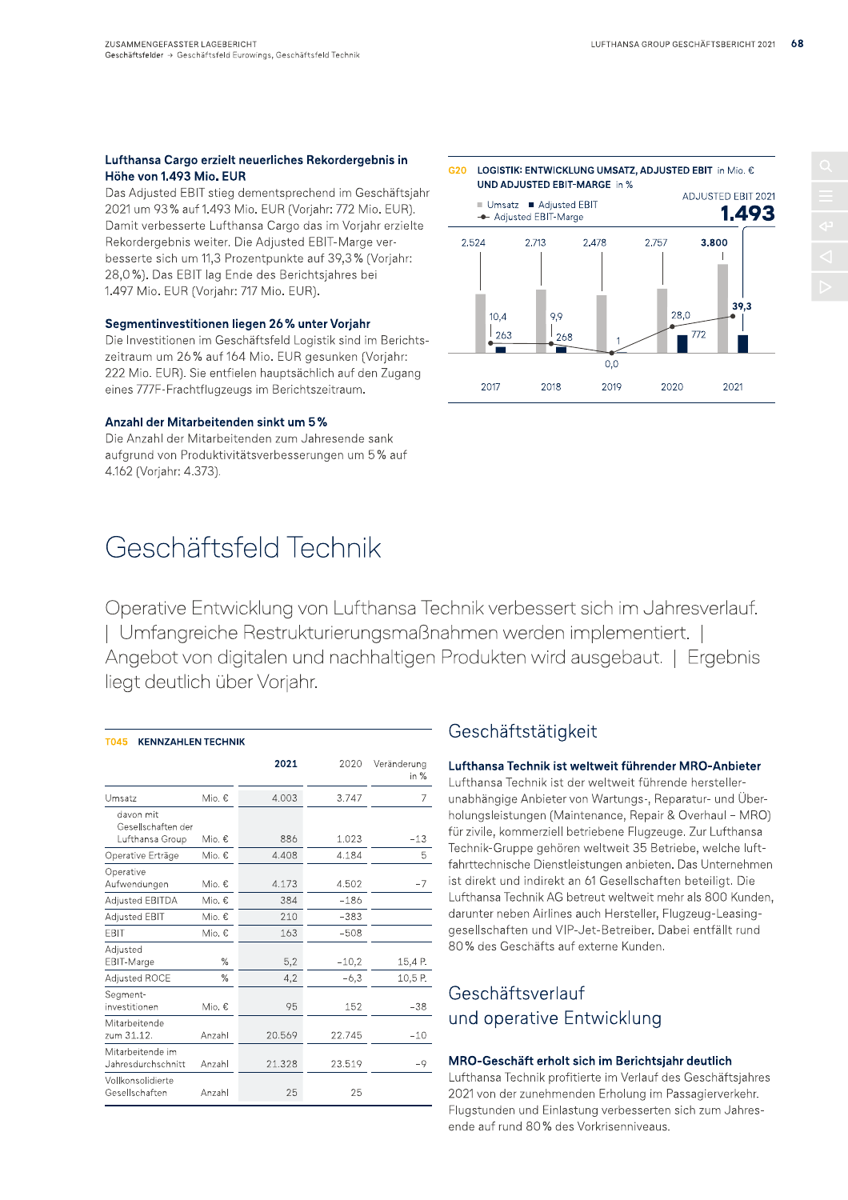### Lufthansa Cargo erzielt neuerliches Rekordergebnis in Höhe von 1.493 Mio. EUR

Das Adjusted EBIT stieg dementsprechend im Geschäftsjahr 2021 um 93 % auf 1.493 Mio. EUR (Vorjahr: 772 Mio. EUR). Damit verbesserte Lufthansa Cargo das im Vorjahr erzielte Rekordergebnis weiter. Die Adjusted EBIT-Marge verbesserte sich um 11,3 Prozentpunkte auf 39,3 % (Vorjahr: 28,0 %). Das EBIT lag Ende des Berichtsjahres bei 1.497 Mio. EUR (Vorjahr: 717 Mio. EUR).

### Segmentinvestitionen liegen 26 % unter Vorjahr

Die Investitionen im Geschäftsfeld Logistik sind im Berichtszeitraum um 26 % auf 164 Mio. EUR gesunken (Vorjahr: 222 Mio. EUR). Sie entfielen hauptsächlich auf den Zugang eines 777F-Frachtflugzeugs im Berichtszeitraum.

### Anzahl der Mitarbeitenden sinkt um 5 %

Die Anzahl der Mitarbeitenden zum Jahresende sank aufgrund von Produktivitätsverbesserungen um 5 % auf 4.162 (Vorjahr: 4.373).

**G20 LOGISTIK: ENTWICKLUNG UMSATZ, ADJUSTED EBIT in Mio. € UND ADJUSTED EBIT-MARGE in %**

Umsatz
Adjusted EBIT
Adjusted EBIT-Marge

ADJUSTED EBIT 2021
1.493

2017: 2.524, 263, 10,4
2018: 2.713, 268, 9,9
2019: 2.478, 1, 0,0
2020: 2.757, 772, 28,0
2021: 3.800, 39,3

# Geschäftsfeld Technik

Operative Entwicklung von Lufthansa Technik verbessert sich im Jahresverlauf. | Umfangreiche Restrukturierungsmaßnahmen werden implementiert. | Angebot von digitalen und nachhaltigen Produkten wird ausgebaut. | Ergebnis liegt deutlich über Vorjahr.

**T045 KENNZAHLEN TECHNIK**

| | | 2021 | 2020 | Veränderung in % |
|---|---|---|---|---|
| Umsatz | Mio. € | 4.003 | 3.747 | 7 |
| davon mit Gesellschaften der Lufthansa Group | Mio. € | 886 | 1.023 | −13 |
| Operative Erträge | Mio. € | 4.408 | 4.184 | 5 |
| Operative Aufwendungen | Mio. € | 4.173 | 4.502 | −7 |
| Adjusted EBITDA | Mio. € | 384 | −186 | |
| Adjusted EBIT | Mio. € | 210 | −383 | |
| EBIT | Mio. € | 163 | −508 | |
| Adjusted EBIT-Marge | % | 5,2 | −10,2 | 15,4 P. |
| Adjusted ROCE | % | 4,2 | −6,3 | 10,5 P. |
| Segment-investitionen | Mio. € | 95 | 152 | −38 |
| Mitarbeitende zum 31.12. | Anzahl | 20.569 | 22.745 | −10 |
| Mitarbeitende im Jahresdurchschnitt | Anzahl | 21.328 | 23.519 | −9 |
| Vollkonsolidierte Gesellschaften | Anzahl | 25 | 25 | |

## Geschäftstätigkeit

### Lufthansa Technik ist weltweit führender MRO-Anbieter

Lufthansa Technik ist der weltweit führende hersteller-unabhängige Anbieter von Wartungs-, Reparatur- und Überholungsleistungen (Maintenance, Repair & Overhaul – MRO) für zivile, kommerziell betriebene Flugzeuge. Zur Lufthansa Technik-Gruppe gehören weltweit 35 Betriebe, welche luftfahrttechnische Dienstleistungen anbieten. Das Unternehmen ist direkt und indirekt an 61 Gesellschaften beteiligt. Die Lufthansa Technik AG betreut weltweit mehr als 800 Kunden, darunter neben Airlines auch Hersteller, Flugzeug-Leasinggesellschaften und VIP-Jet-Betreiber. Dabei entfällt rund 80 % des Geschäfts auf externe Kunden.

## Geschäftsverlauf und operative Entwicklung

### MRO-Geschäft erholt sich im Berichtsjahr deutlich

Lufthansa Technik profitierte im Verlauf des Geschäftsjahres 2021 von der zunehmenden Erholung im Passagierverkehr. Flugstunden und Einlastung verbesserten sich zum Jahresende auf rund 80 % des Vorkrisenniveaus.